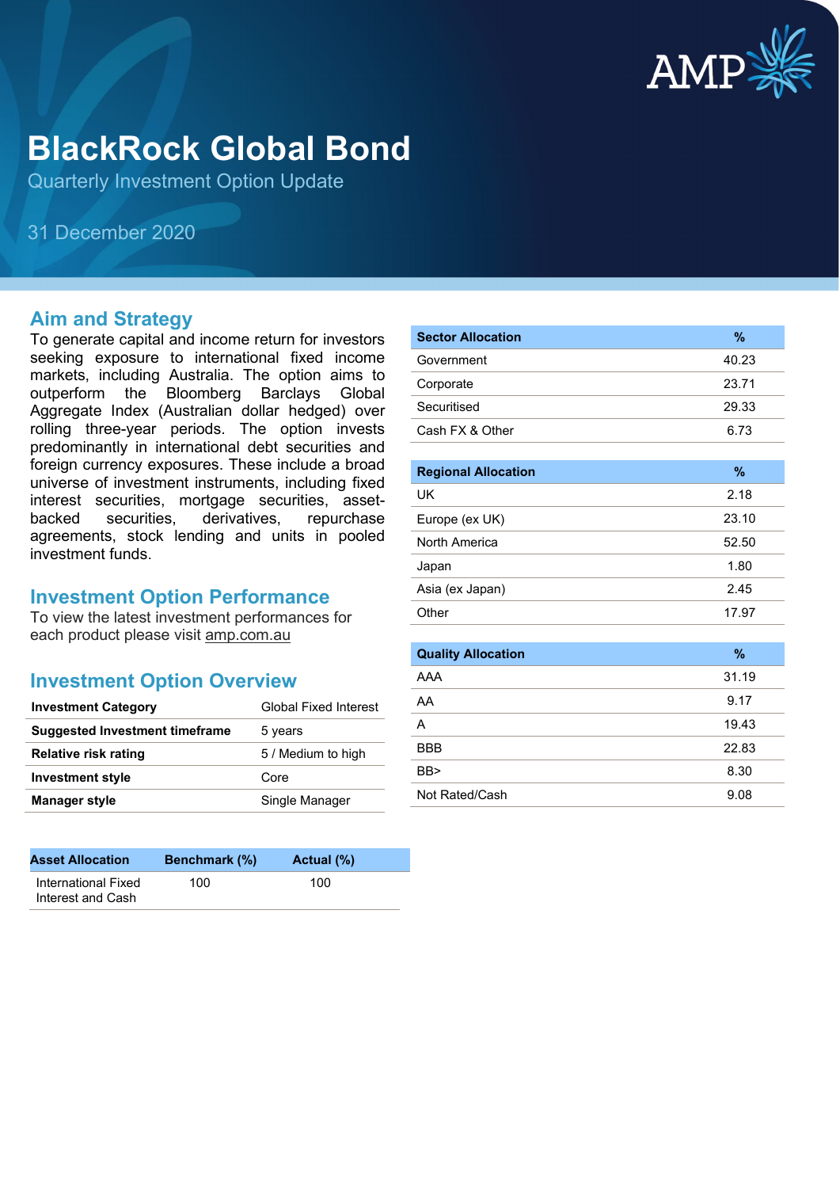# BlackRock Global Bond

Quarterly Investment Option Update

31 December 2020

## Aim and Strategy

To generate capital and income return for investors seeking exposure to international fixed income markets, including Australia. The option aims to outperform the Bloomberg Barclays Global Aggregate Index (Australian dollar hedged) over rolling three-year periods. The option invests predominantly in international debt securities and foreign currency exposures. These include a broad universe of investment instruments, including fixed interest securities, mortgage securities, asset-backed securities, derivatives, repurchase agreements, stock lending and units in pooled investment funds.

## Investment Option Performance

To view the latest investment performances for each product please visit amp.com.au

## Investment Option Overview

| | |
|---|---|
| **Investment Category** | Global Fixed Interest |
| **Suggested Investment timeframe** | 5 years |
| **Relative risk rating** | 5 / Medium to high |
| **Investment style** | Core |
| **Manager style** | Single Manager |

| Asset Allocation | Benchmark (%) | Actual (%) |
|---|---|---|
| International Fixed Interest and Cash | 100 | 100 |

| Sector Allocation | % |
|---|---|
| Government | 40.23 |
| Corporate | 23.71 |
| Securitised | 29.33 |
| Cash FX & Other | 6.73 |

| Regional Allocation | % |
|---|---|
| UK | 2.18 |
| Europe (ex UK) | 23.10 |
| North America | 52.50 |
| Japan | 1.80 |
| Asia (ex Japan) | 2.45 |
| Other | 17.97 |

| Quality Allocation | % |
|---|---|
| AAA | 31.19 |
| AA | 9.17 |
| A | 19.43 |
| BBB | 22.83 |
| BB> | 8.30 |
| Not Rated/Cash | 9.08 |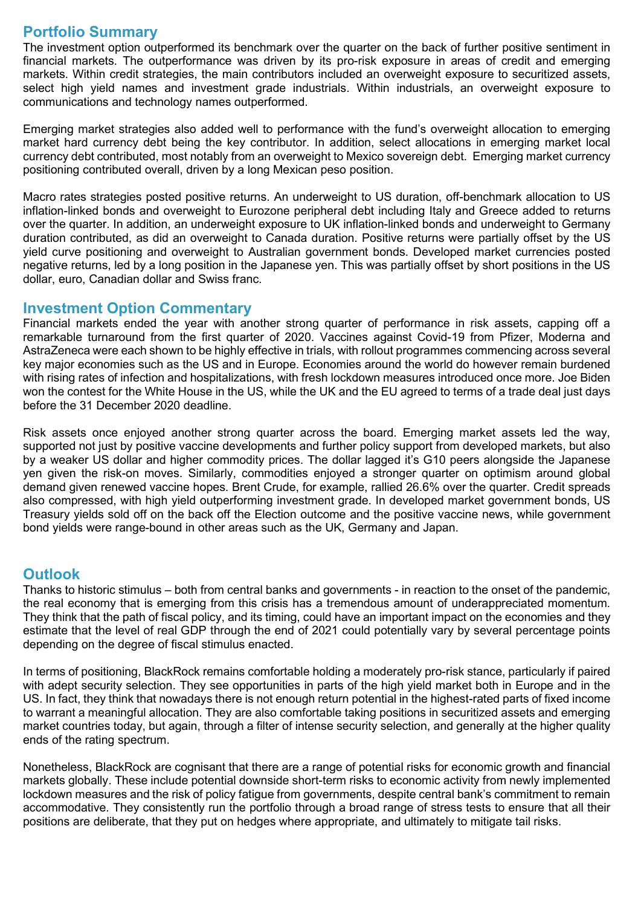## Portfolio Summary

The investment option outperformed its benchmark over the quarter on the back of further positive sentiment in financial markets. The outperformance was driven by its pro-risk exposure in areas of credit and emerging markets. Within credit strategies, the main contributors included an overweight exposure to securitized assets, select high yield names and investment grade industrials. Within industrials, an overweight exposure to communications and technology names outperformed.

Emerging market strategies also added well to performance with the fund's overweight allocation to emerging market hard currency debt being the key contributor. In addition, select allocations in emerging market local currency debt contributed, most notably from an overweight to Mexico sovereign debt. Emerging market currency positioning contributed overall, driven by a long Mexican peso position.

Macro rates strategies posted positive returns. An underweight to US duration, off-benchmark allocation to US inflation-linked bonds and overweight to Eurozone peripheral debt including Italy and Greece added to returns over the quarter. In addition, an underweight exposure to UK inflation-linked bonds and underweight to Germany duration contributed, as did an overweight to Canada duration. Positive returns were partially offset by the US yield curve positioning and overweight to Australian government bonds. Developed market currencies posted negative returns, led by a long position in the Japanese yen. This was partially offset by short positions in the US dollar, euro, Canadian dollar and Swiss franc.

## Investment Option Commentary

Financial markets ended the year with another strong quarter of performance in risk assets, capping off a remarkable turnaround from the first quarter of 2020. Vaccines against Covid-19 from Pfizer, Moderna and AstraZeneca were each shown to be highly effective in trials, with rollout programmes commencing across several key major economies such as the US and in Europe. Economies around the world do however remain burdened with rising rates of infection and hospitalizations, with fresh lockdown measures introduced once more. Joe Biden won the contest for the White House in the US, while the UK and the EU agreed to terms of a trade deal just days before the 31 December 2020 deadline.

Risk assets once enjoyed another strong quarter across the board. Emerging market assets led the way, supported not just by positive vaccine developments and further policy support from developed markets, but also by a weaker US dollar and higher commodity prices. The dollar lagged it's G10 peers alongside the Japanese yen given the risk-on moves. Similarly, commodities enjoyed a stronger quarter on optimism around global demand given renewed vaccine hopes. Brent Crude, for example, rallied 26.6% over the quarter. Credit spreads also compressed, with high yield outperforming investment grade. In developed market government bonds, US Treasury yields sold off on the back off the Election outcome and the positive vaccine news, while government bond yields were range-bound in other areas such as the UK, Germany and Japan.

## Outlook

Thanks to historic stimulus – both from central banks and governments - in reaction to the onset of the pandemic, the real economy that is emerging from this crisis has a tremendous amount of underappreciated momentum. They think that the path of fiscal policy, and its timing, could have an important impact on the economies and they estimate that the level of real GDP through the end of 2021 could potentially vary by several percentage points depending on the degree of fiscal stimulus enacted.

In terms of positioning, BlackRock remains comfortable holding a moderately pro-risk stance, particularly if paired with adept security selection. They see opportunities in parts of the high yield market both in Europe and in the US. In fact, they think that nowadays there is not enough return potential in the highest-rated parts of fixed income to warrant a meaningful allocation. They are also comfortable taking positions in securitized assets and emerging market countries today, but again, through a filter of intense security selection, and generally at the higher quality ends of the rating spectrum.

Nonetheless, BlackRock are cognisant that there are a range of potential risks for economic growth and financial markets globally. These include potential downside short-term risks to economic activity from newly implemented lockdown measures and the risk of policy fatigue from governments, despite central bank's commitment to remain accommodative. They consistently run the portfolio through a broad range of stress tests to ensure that all their positions are deliberate, that they put on hedges where appropriate, and ultimately to mitigate tail risks.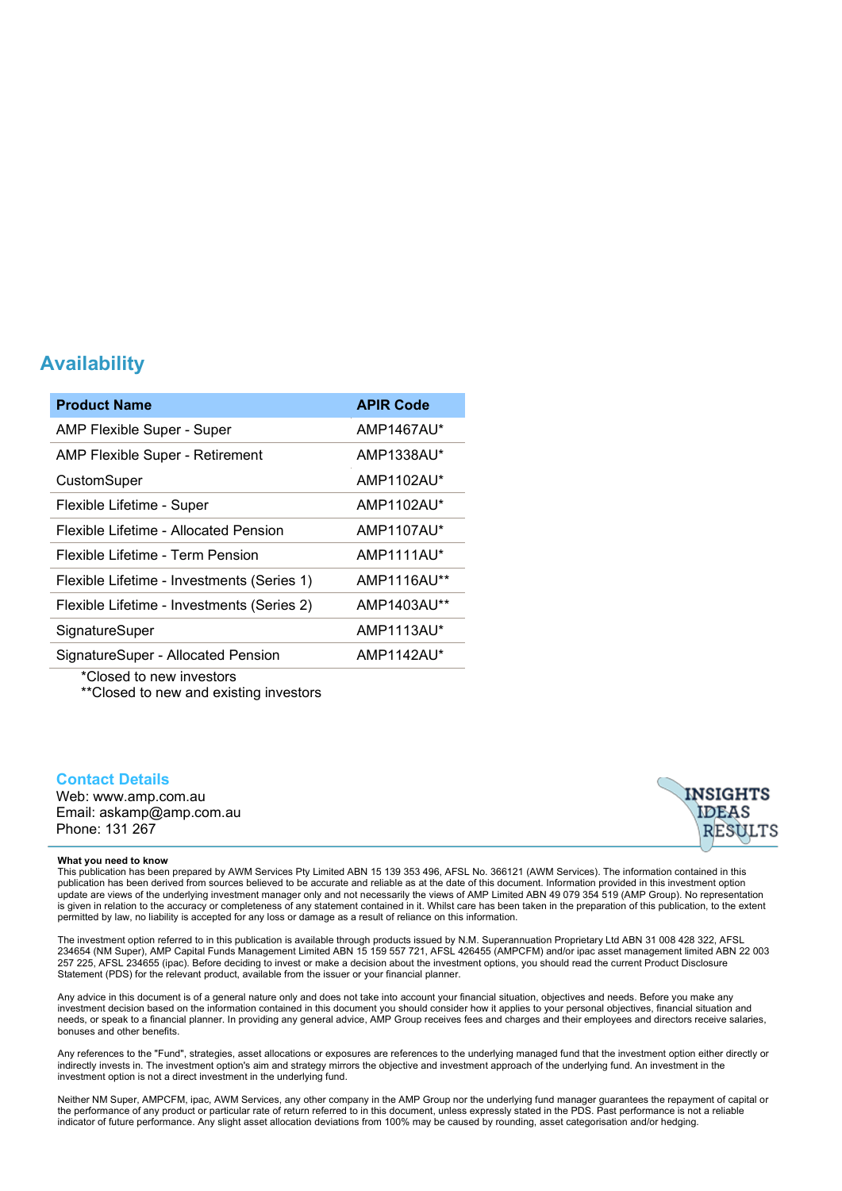## Availability

| Product Name | APIR Code |
|---|---|
| AMP Flexible Super - Super | AMP1467AU* |
| AMP Flexible Super - Retirement | AMP1338AU* |
| CustomSuper | AMP1102AU* |
| Flexible Lifetime - Super | AMP1102AU* |
| Flexible Lifetime - Allocated Pension | AMP1107AU* |
| Flexible Lifetime - Term Pension | AMP1111AU* |
| Flexible Lifetime - Investments (Series 1) | AMP1116AU** |
| Flexible Lifetime - Investments (Series 2) | AMP1403AU** |
| SignatureSuper | AMP1113AU* |
| SignatureSuper - Allocated Pension | AMP1142AU* |

*Closed to new investors
**Closed to new and existing investors

### Contact Details

Web: www.amp.com.au
Email: askamp@amp.com.au
Phone: 131 267

INSIGHTS
IDEAS
RESULTS

**What you need to know**
This publication has been prepared by AWM Services Pty Limited ABN 15 139 353 496, AFSL No. 366121 (AWM Services). The information contained in this publication has been derived from sources believed to be accurate and reliable as at the date of this document. Information provided in this investment option update are views of the underlying investment manager only and not necessarily the views of AMP Limited ABN 49 079 354 519 (AMP Group). No representation is given in relation to the accuracy or completeness of any statement contained in it. Whilst care has been taken in the preparation of this publication, to the extent permitted by law, no liability is accepted for any loss or damage as a result of reliance on this information.

The investment option referred to in this publication is available through products issued by N.M. Superannuation Proprietary Ltd ABN 31 008 428 322, AFSL 234654 (NM Super), AMP Capital Funds Management Limited ABN 15 159 557 721, AFSL 426455 (AMPCFM) and/or ipac asset management limited ABN 22 003 257 225, AFSL 234655 (ipac). Before deciding to invest or make a decision about the investment options, you should read the current Product Disclosure Statement (PDS) for the relevant product, available from the issuer or your financial planner.

Any advice in this document is of a general nature only and does not take into account your financial situation, objectives and needs. Before you make any investment decision based on the information contained in this document you should consider how it applies to your personal objectives, financial situation and needs, or speak to a financial planner. In providing any general advice, AMP Group receives fees and charges and their employees and directors receive salaries, bonuses and other benefits.

Any references to the "Fund", strategies, asset allocations or exposures are references to the underlying managed fund that the investment option either directly or indirectly invests in. The investment option's aim and strategy mirrors the objective and investment approach of the underlying fund. An investment in the investment option is not a direct investment in the underlying fund.

Neither NM Super, AMPCFM, ipac, AWM Services, any other company in the AMP Group nor the underlying fund manager guarantees the repayment of capital or the performance of any product or particular rate of return referred to in this document, unless expressly stated in the PDS. Past performance is not a reliable indicator of future performance. Any slight asset allocation deviations from 100% may be caused by rounding, asset categorisation and/or hedging.